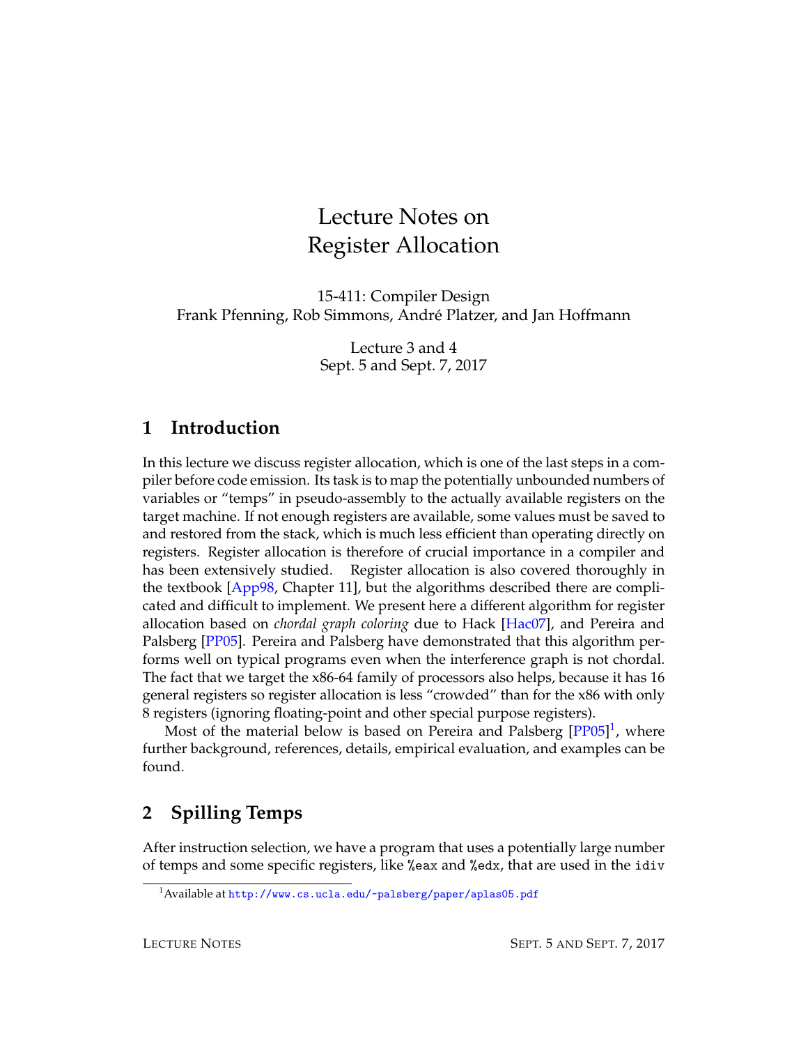# Lecture Notes on Register Allocation

15-411: Compiler Design
Frank Pfenning, Rob Simmons, André Platzer, and Jan Hoffmann

Lecture 3 and 4
Sept. 5 and Sept. 7, 2017

## 1 Introduction

In this lecture we discuss register allocation, which is one of the last steps in a compiler before code emission. Its task is to map the potentially unbounded numbers of variables or "temps" in pseudo-assembly to the actually available registers on the target machine. If not enough registers are available, some values must be saved to and restored from the stack, which is much less efficient than operating directly on registers. Register allocation is therefore of crucial importance in a compiler and has been extensively studied. Register allocation is also covered thoroughly in the textbook [App98, Chapter 11], but the algorithms described there are complicated and difficult to implement. We present here a different algorithm for register allocation based on *chordal graph coloring* due to Hack [Hac07], and Pereira and Palsberg [PP05]. Pereira and Palsberg have demonstrated that this algorithm performs well on typical programs even when the interference graph is not chordal. The fact that we target the x86-64 family of processors also helps, because it has 16 general registers so register allocation is less "crowded" than for the x86 with only 8 registers (ignoring floating-point and other special purpose registers).

Most of the material below is based on Pereira and Palsberg [PP05][1], where further background, references, details, empirical evaluation, and examples can be found.

## 2 Spilling Temps

After instruction selection, we have a program that uses a potentially large number of temps and some specific registers, like `%eax` and `%edx`, that are used in the `idiv`

[1] Available at `http://www.cs.ucla.edu/~palsberg/paper/aplas05.pdf`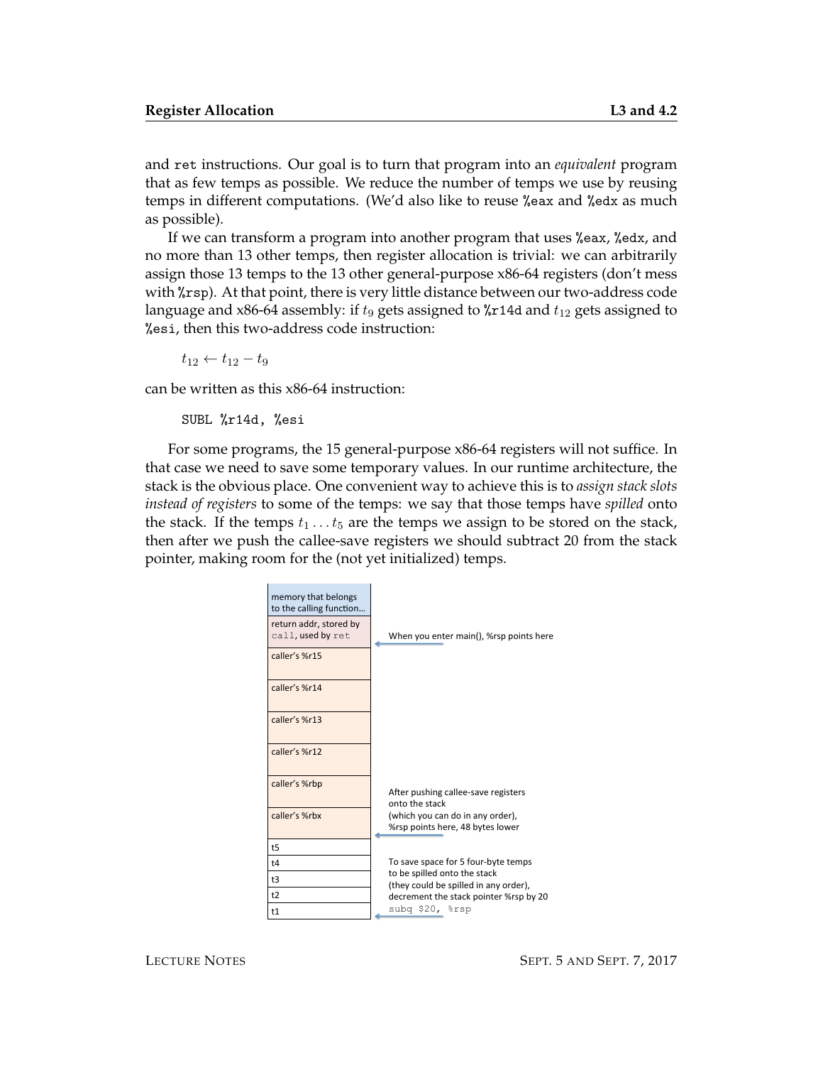and `ret` instructions. Our goal is to turn that program into an *equivalent* program that as few temps as possible. We reduce the number of temps we use by reusing temps in different computations. (We'd also like to reuse `%eax` and `%edx` as much as possible).

If we can transform a program into another program that uses `%eax`, `%edx`, and no more than 13 other temps, then register allocation is trivial: we can arbitrarily assign those 13 temps to the 13 other general-purpose x86-64 registers (don't mess with `%rsp`). At that point, there is very little distance between our two-address code language and x86-64 assembly: if $t_9$ gets assigned to `%r14d` and $t_{12}$ gets assigned to `%esi`, then this two-address code instruction:

$$t_{12} \leftarrow t_{12} - t_9$$

can be written as this x86-64 instruction:

```
SUBL %r14d, %esi
```

For some programs, the 15 general-purpose x86-64 registers will not suffice. In that case we need to save some temporary values. In our runtime architecture, the stack is the obvious place. One convenient way to achieve this is to *assign stack slots instead of registers* to some of the temps: we say that those temps have *spilled* onto the stack. If the temps $t_1 \ldots t_5$ are the temps we assign to be stored on the stack, then after we push the callee-save registers we should subtract 20 from the stack pointer, making room for the (not yet initialized) temps.

| Stack | |
|---|---|
| memory that belongs to the calling function... | |
| return addr, stored by `call`, used by `ret` | ← When you enter main(), %rsp points here |
| caller's %r15 | |
| caller's %r14 | |
| caller's %r13 | |
| caller's %r12 | |
| caller's %rbp | |
| caller's %rbx | ← After pushing callee-save registers onto the stack (which you can do in any order), %rsp points here, 48 bytes lower |
| t5 | |
| t4 | |
| t3 | |
| t2 | |
| t1 | ← To save space for 5 four-byte temps to be spilled onto the stack (they could be spilled in any order), decrement the stack pointer %rsp by 20 `subq $20, %rsp` |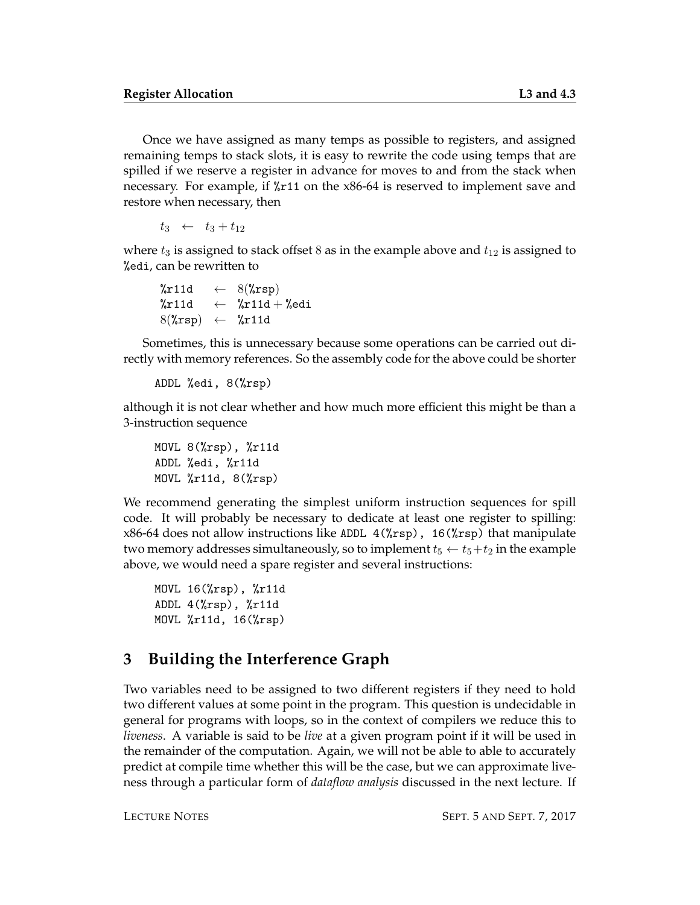Once we have assigned as many temps as possible to registers, and assigned remaining temps to stack slots, it is easy to rewrite the code using temps that are spilled if we reserve a register in advance for moves to and from the stack when necessary. For example, if %r11 on the x86-64 is reserved to implement save and restore when necessary, then

$$t_3 \quad \leftarrow \quad t_3 + t_{12}$$

where $t_3$ is assigned to stack offset $8$ as in the example above and $t_{12}$ is assigned to %edi, can be rewritten to

$$
\begin{array}{lcl}
\texttt{\%r11d} & \leftarrow & 8(\texttt{\%rsp}) \\
\texttt{\%r11d} & \leftarrow & \texttt{\%r11d} + \texttt{\%edi} \\
8(\texttt{\%rsp}) & \leftarrow & \texttt{\%r11d}
\end{array}
$$

Sometimes, this is unnecessary because some operations can be carried out directly with memory references. So the assembly code for the above could be shorter

```
ADDL %edi, 8(%rsp)
```

although it is not clear whether and how much more efficient this might be than a 3-instruction sequence

```
MOVL 8(%rsp), %r11d
ADDL %edi, %r11d
MOVL %r11d, 8(%rsp)
```

We recommend generating the simplest uniform instruction sequences for spill code. It will probably be necessary to dedicate at least one register to spilling: x86-64 does not allow instructions like `ADDL 4(%rsp), 16(%rsp)` that manipulate two memory addresses simultaneously, so to implement $t_5 \leftarrow t_5 + t_2$ in the example above, we would need a spare register and several instructions:

```
MOVL 16(%rsp), %r11d
ADDL 4(%rsp), %r11d
MOVL %r11d, 16(%rsp)
```

## 3 Building the Interference Graph

Two variables need to be assigned to two different registers if they need to hold two different values at some point in the program. This question is undecidable in general for programs with loops, so in the context of compilers we reduce this to *liveness*. A variable is said to be *live* at a given program point if it will be used in the remainder of the computation. Again, we will not be able to able to accurately predict at compile time whether this will be the case, but we can approximate liveness through a particular form of *dataflow analysis* discussed in the next lecture. If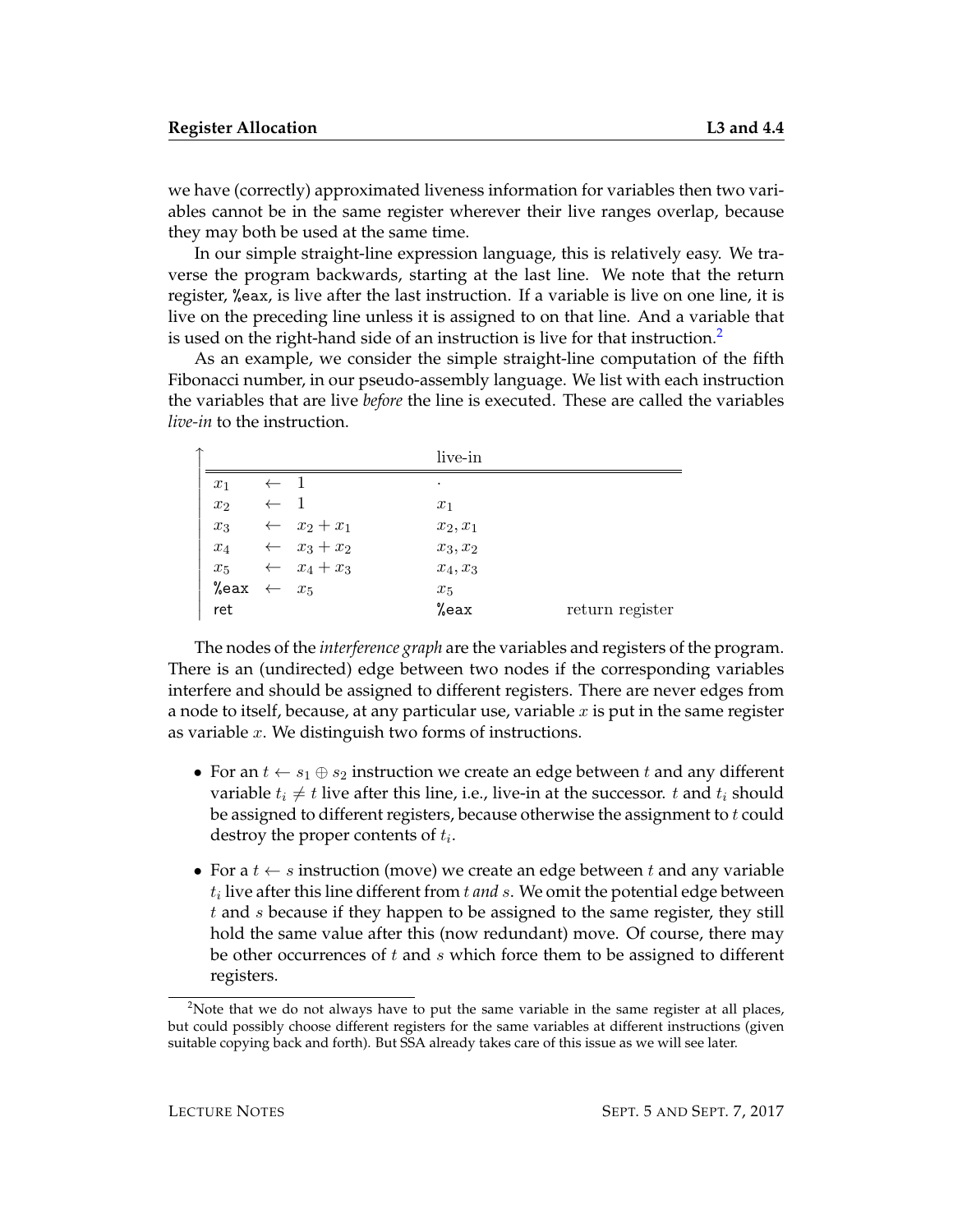we have (correctly) approximated liveness information for variables then two variables cannot be in the same register wherever their live ranges overlap, because they may both be used at the same time.

In our simple straight-line expression language, this is relatively easy. We traverse the program backwards, starting at the last line. We note that the return register, `%eax`, is live after the last instruction. If a variable is live on one line, it is live on the preceding line unless it is assigned to on that line. And a variable that is used on the right-hand side of an instruction is live for that instruction.[2]

As an example, we consider the simple straight-line computation of the fifth Fibonacci number, in our pseudo-assembly language. We list with each instruction the variables that are live *before* the line is executed. These are called the variables *live-in* to the instruction.

| | | | live-in | |
|---|---|---|---|---|
| $x_1$ | $\leftarrow$ | $1$ | $\cdot$ | |
| $x_2$ | $\leftarrow$ | $1$ | $x_1$ | |
| $x_3$ | $\leftarrow$ | $x_2 + x_1$ | $x_2, x_1$ | |
| $x_4$ | $\leftarrow$ | $x_3 + x_2$ | $x_3, x_2$ | |
| $x_5$ | $\leftarrow$ | $x_4 + x_3$ | $x_4, x_3$ | |
| `%eax` | $\leftarrow$ | $x_5$ | $x_5$ | |
| `ret` | | | `%eax` | return register |

The nodes of the *interference graph* are the variables and registers of the program. There is an (undirected) edge between two nodes if the corresponding variables interfere and should be assigned to different registers. There are never edges from a node to itself, because, at any particular use, variable $x$ is put in the same register as variable $x$. We distinguish two forms of instructions.

- For an $t \leftarrow s_1 \oplus s_2$ instruction we create an edge between $t$ and any different variable $t_i \neq t$ live after this line, i.e., live-in at the successor. $t$ and $t_i$ should be assigned to different registers, because otherwise the assignment to $t$ could destroy the proper contents of $t_i$.
- For a $t \leftarrow s$ instruction (move) we create an edge between $t$ and any variable $t_i$ live after this line different from $t$ *and* $s$. We omit the potential edge between $t$ and $s$ because if they happen to be assigned to the same register, they still hold the same value after this (now redundant) move. Of course, there may be other occurrences of $t$ and $s$ which force them to be assigned to different registers.

[2] Note that we do not always have to put the same variable in the same register at all places, but could possibly choose different registers for the same variables at different instructions (given suitable copying back and forth). But SSA already takes care of this issue as we will see later.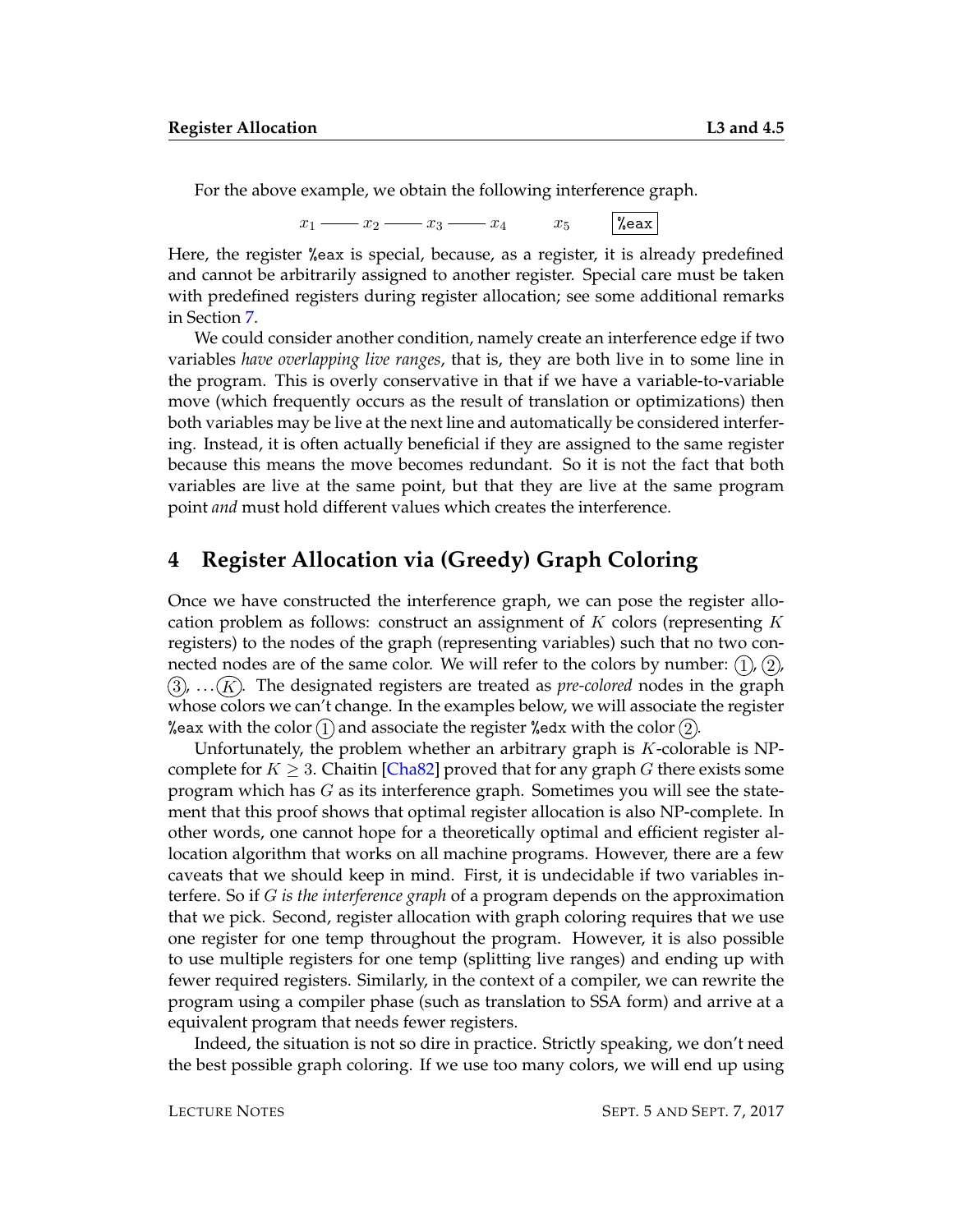For the above example, we obtain the following interference graph.

$$x_1 \text{ —— } x_2 \text{ —— } x_3 \text{ —— } x_4 \qquad x_5 \qquad \boxed{\texttt{\%eax}}$$

Here, the register `%eax` is special, because, as a register, it is already predefined and cannot be arbitrarily assigned to another register. Special care must be taken with predefined registers during register allocation; see some additional remarks in Section 7.

We could consider another condition, namely create an interference edge if two variables *have overlapping live ranges*, that is, they are both live in to some line in the program. This is overly conservative in that if we have a variable-to-variable move (which frequently occurs as the result of translation or optimizations) then both variables may be live at the next line and automatically be considered interfering. Instead, it is often actually beneficial if they are assigned to the same register because this means the move becomes redundant. So it is not the fact that both variables are live at the same point, but that they are live at the same program point *and* must hold different values which creates the interference.

## 4 Register Allocation via (Greedy) Graph Coloring

Once we have constructed the interference graph, we can pose the register allocation problem as follows: construct an assignment of $K$ colors (representing $K$ registers) to the nodes of the graph (representing variables) such that no two connected nodes are of the same color. We will refer to the colors by number: ①, ②, ③, …Ⓚ. The designated registers are treated as *pre-colored* nodes in the graph whose colors we can't change. In the examples below, we will associate the register `%eax` with the color ① and associate the register `%edx` with the color ②.

Unfortunately, the problem whether an arbitrary graph is $K$-colorable is NP-complete for $K \geq 3$. Chaitin [Cha82] proved that for any graph $G$ there exists some program which has $G$ as its interference graph. Sometimes you will see the statement that this proof shows that optimal register allocation is also NP-complete. In other words, one cannot hope for a theoretically optimal and efficient register allocation algorithm that works on all machine programs. However, there are a few caveats that we should keep in mind. First, it is undecidable if two variables interfere. So if *$G$ is the interference graph* of a program depends on the approximation that we pick. Second, register allocation with graph coloring requires that we use one register for one temp throughout the program. However, it is also possible to use multiple registers for one temp (splitting live ranges) and ending up with fewer required registers. Similarly, in the context of a compiler, we can rewrite the program using a compiler phase (such as translation to SSA form) and arrive at a equivalent program that needs fewer registers.

Indeed, the situation is not so dire in practice. Strictly speaking, we don't need the best possible graph coloring. If we use too many colors, we will end up using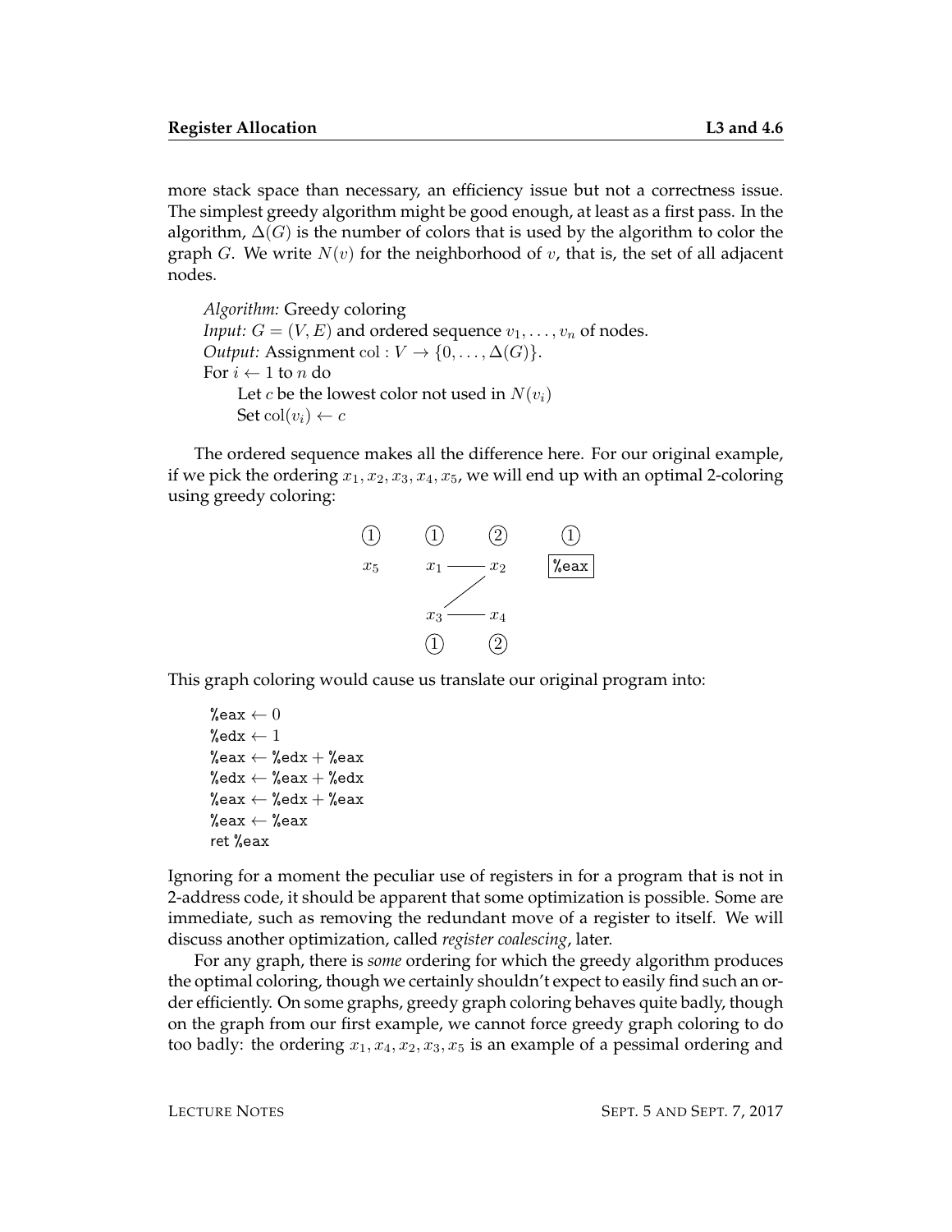more stack space than necessary, an efficiency issue but not a correctness issue. The simplest greedy algorithm might be good enough, at least as a first pass. In the algorithm, $\Delta(G)$ is the number of colors that is used by the algorithm to color the graph $G$. We write $N(v)$ for the neighborhood of $v$, that is, the set of all adjacent nodes.

> *Algorithm:* Greedy coloring
> *Input:* $G = (V, E)$ and ordered sequence $v_1, \ldots, v_n$ of nodes.
> *Output:* Assignment $\text{col} : V \to \{0, \ldots, \Delta(G)\}$.
> For $i \leftarrow 1$ to $n$ do
> &nbsp;&nbsp;&nbsp;&nbsp;Let $c$ be the lowest color not used in $N(v_i)$
> &nbsp;&nbsp;&nbsp;&nbsp;Set $\text{col}(v_i) \leftarrow c$

The ordered sequence makes all the difference here. For our original example, if we pick the ordering $x_1, x_2, x_3, x_4, x_5$, we will end up with an optimal 2-coloring using greedy coloring:

```
 (1)      (1)        (2)       (1)
 x5       x1 ——————— x2       [%eax]
                   /
                  /
          x3 ——————— x4
          (1)        (2)
```

This graph coloring would cause us translate our original program into:

```
%eax ← 0
%edx ← 1
%eax ← %edx + %eax
%edx ← %eax + %edx
%eax ← %edx + %eax
%eax ← %eax
ret %eax
```

Ignoring for a moment the peculiar use of registers in for a program that is not in 2-address code, it should be apparent that some optimization is possible. Some are immediate, such as removing the redundant move of a register to itself. We will discuss another optimization, called *register coalescing*, later.

For any graph, there is *some* ordering for which the greedy algorithm produces the optimal coloring, though we certainly shouldn't expect to easily find such an order efficiently. On some graphs, greedy graph coloring behaves quite badly, though on the graph from our first example, we cannot force greedy graph coloring to do too badly: the ordering $x_1, x_4, x_2, x_3, x_5$ is an example of a pessimal ordering and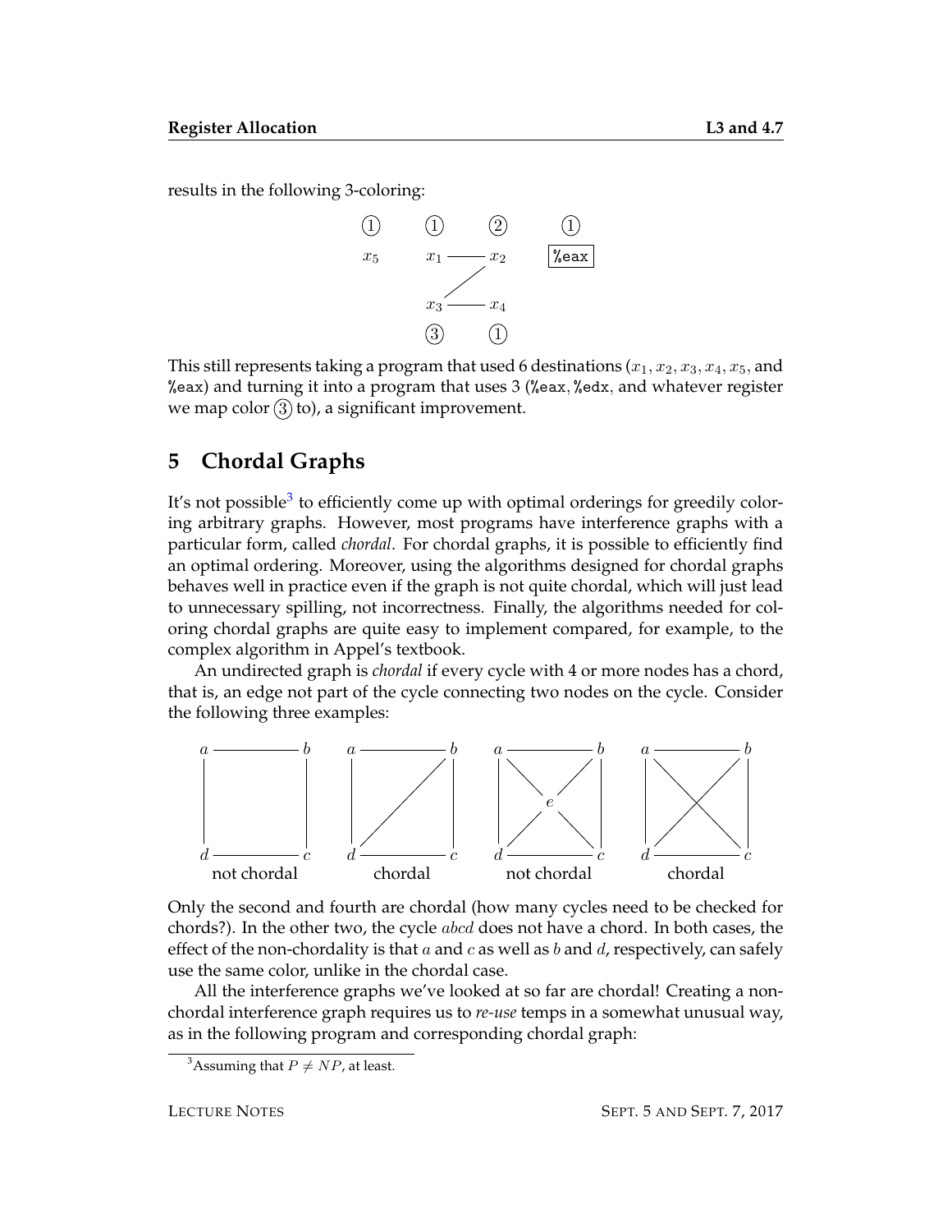results in the following 3-coloring:

This still represents taking a program that used 6 destinations ($x_1, x_2, x_3, x_4, x_5$, and `%eax`) and turning it into a program that uses 3 (`%eax`, `%edx`, and whatever register we map color ③ to), a significant improvement.

## 5 Chordal Graphs

It's not possible[3] to efficiently come up with optimal orderings for greedily coloring arbitrary graphs. However, most programs have interference graphs with a particular form, called *chordal*. For chordal graphs, it is possible to efficiently find an optimal ordering. Moreover, using the algorithms designed for chordal graphs behaves well in practice even if the graph is not quite chordal, which will just lead to unnecessary spilling, not incorrectness. Finally, the algorithms needed for coloring chordal graphs are quite easy to implement compared, for example, to the complex algorithm in Appel's textbook.

An undirected graph is *chordal* if every cycle with 4 or more nodes has a chord, that is, an edge not part of the cycle connecting two nodes on the cycle. Consider the following three examples:

not chordal — chordal — not chordal — chordal

Only the second and fourth are chordal (how many cycles need to be checked for chords?). In the other two, the cycle $abcd$ does not have a chord. In both cases, the effect of the non-chordality is that $a$ and $c$ as well as $b$ and $d$, respectively, can safely use the same color, unlike in the chordal case.

All the interference graphs we've looked at so far are chordal! Creating a non-chordal interference graph requires us to *re-use* temps in a somewhat unusual way, as in the following program and corresponding chordal graph:

[3] Assuming that $P \neq NP$, at least.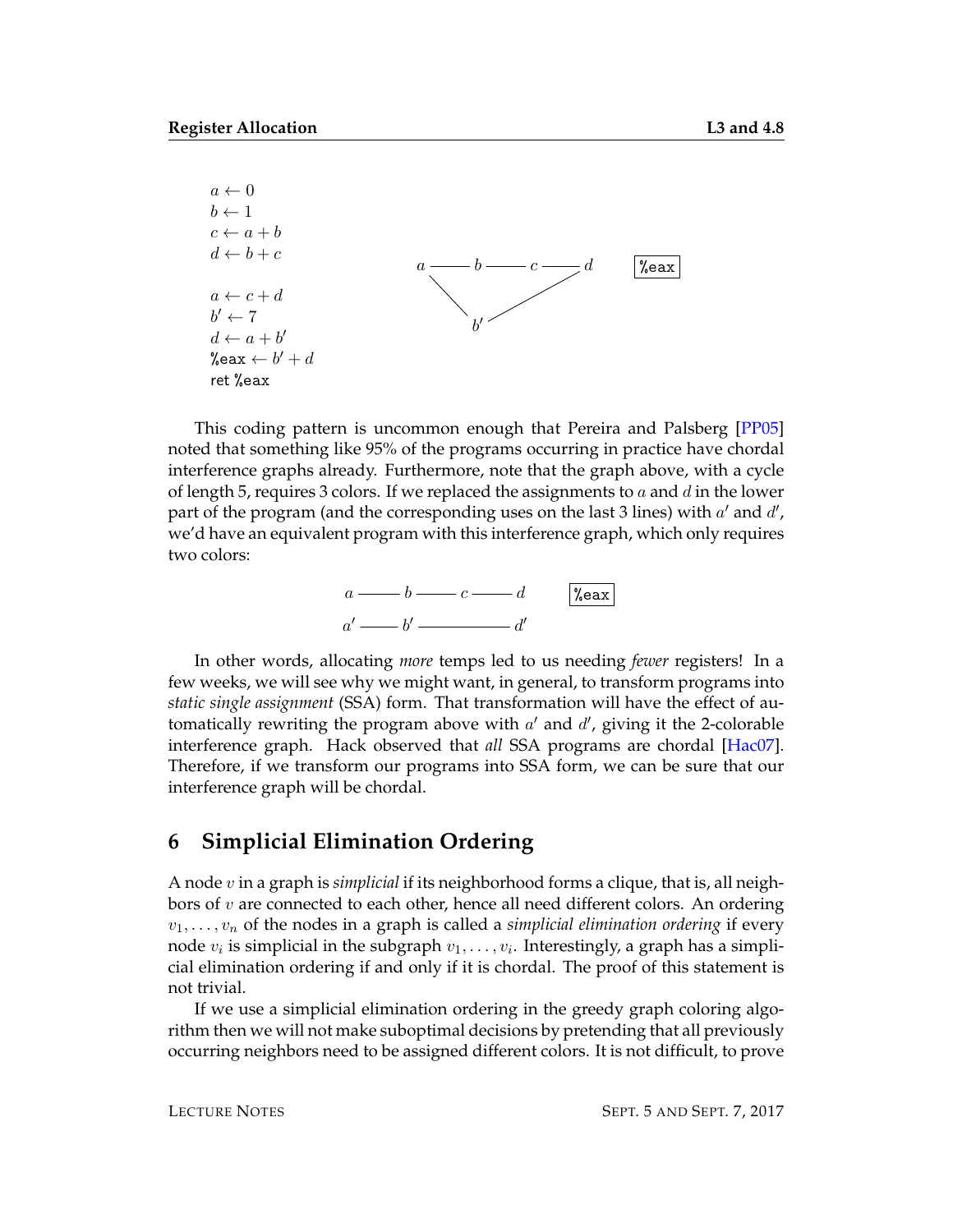$$
\begin{aligned}
&a \leftarrow 0 \\
&b \leftarrow 1 \\
&c \leftarrow a + b \\
&d \leftarrow b + c \\
&\\
&a \leftarrow c + d \\
&b' \leftarrow 7 \\
&d \leftarrow a + b' \\
&\texttt{\%eax} \leftarrow b' + d \\
&\textsf{ret } \texttt{\%eax}
\end{aligned}
$$

$a$ —— $b$ —— $c$ —— $d$ &nbsp;&nbsp;&nbsp; `%eax`

$a$ —— $b'$ —— $d$

This coding pattern is uncommon enough that Pereira and Palsberg [PP05] noted that something like 95% of the programs occurring in practice have chordal interference graphs already. Furthermore, note that the graph above, with a cycle of length 5, requires 3 colors. If we replaced the assignments to $a$ and $d$ in the lower part of the program (and the corresponding uses on the last 3 lines) with $a'$ and $d'$, we'd have an equivalent program with this interference graph, which only requires two colors:

$a$ —— $b$ —— $c$ —— $d$ &nbsp;&nbsp;&nbsp; `%eax`

$a'$ —— $b'$ —— $d'$

In other words, allocating *more* temps led to us needing *fewer* registers! In a few weeks, we will see why we might want, in general, to transform programs into *static single assignment* (SSA) form. That transformation will have the effect of automatically rewriting the program above with $a'$ and $d'$, giving it the 2-colorable interference graph. Hack observed that *all* SSA programs are chordal [Hac07]. Therefore, if we transform our programs into SSA form, we can be sure that our interference graph will be chordal.

## 6 Simplicial Elimination Ordering

A node $v$ in a graph is *simplicial* if its neighborhood forms a clique, that is, all neighbors of $v$ are connected to each other, hence all need different colors. An ordering $v_1, \ldots, v_n$ of the nodes in a graph is called a *simplicial elimination ordering* if every node $v_i$ is simplicial in the subgraph $v_1, \ldots, v_i$. Interestingly, a graph has a simplicial elimination ordering if and only if it is chordal. The proof of this statement is not trivial.

If we use a simplicial elimination ordering in the greedy graph coloring algorithm then we will not make suboptimal decisions by pretending that all previously occurring neighbors need to be assigned different colors. It is not difficult, to prove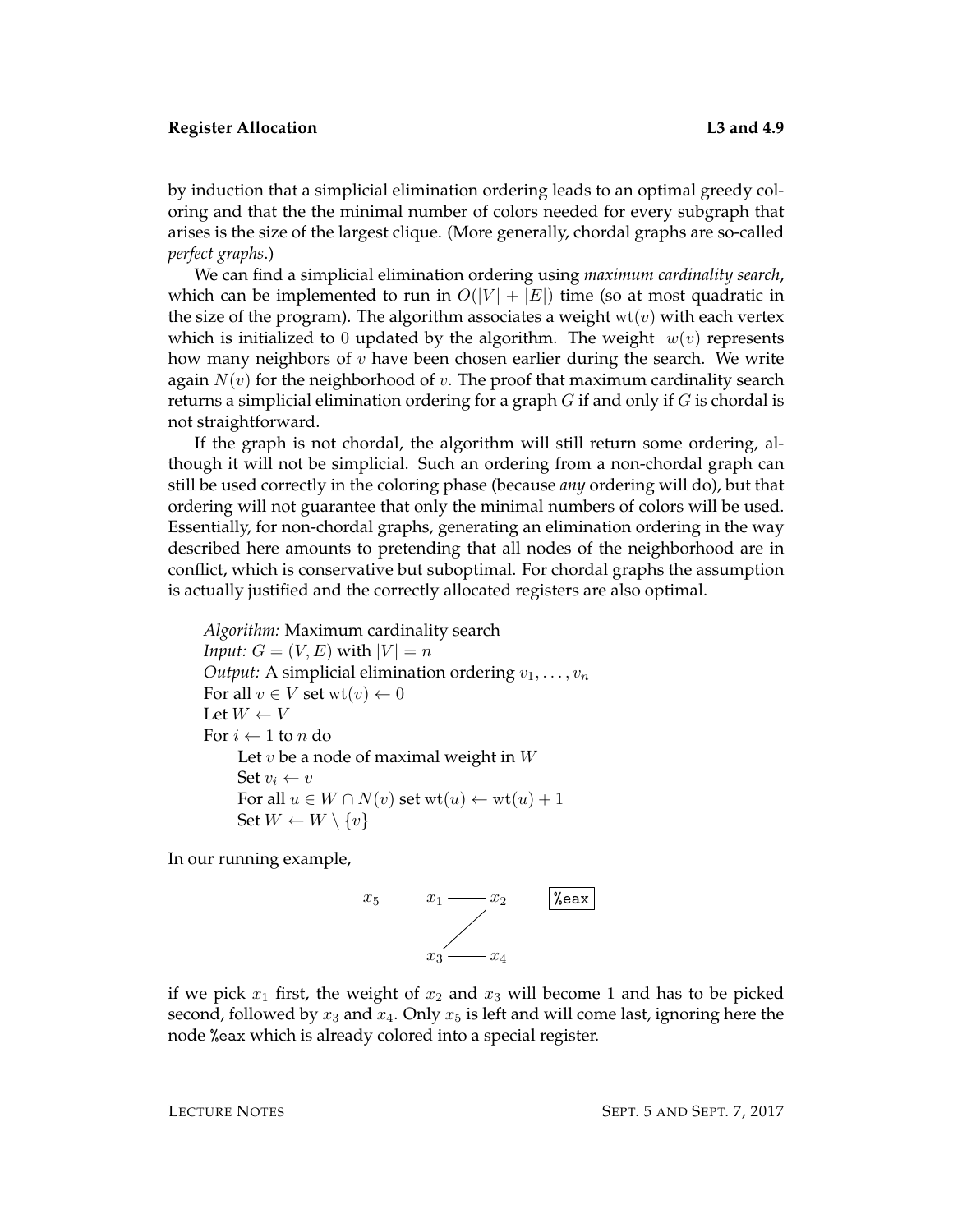by induction that a simplicial elimination ordering leads to an optimal greedy coloring and that the the minimal number of colors needed for every subgraph that arises is the size of the largest clique. (More generally, chordal graphs are so-called *perfect graphs*.)

We can find a simplicial elimination ordering using *maximum cardinality search*, which can be implemented to run in $O(|V| + |E|)$ time (so at most quadratic in the size of the program). The algorithm associates a weight $\mathrm{wt}(v)$ with each vertex which is initialized to 0 updated by the algorithm. The weight $w(v)$ represents how many neighbors of $v$ have been chosen earlier during the search. We write again $N(v)$ for the neighborhood of $v$. The proof that maximum cardinality search returns a simplicial elimination ordering for a graph $G$ if and only if $G$ is chordal is not straightforward.

If the graph is not chordal, the algorithm will still return some ordering, although it will not be simplicial. Such an ordering from a non-chordal graph can still be used correctly in the coloring phase (because *any* ordering will do), but that ordering will not guarantee that only the minimal numbers of colors will be used. Essentially, for non-chordal graphs, generating an elimination ordering in the way described here amounts to pretending that all nodes of the neighborhood are in conflict, which is conservative but suboptimal. For chordal graphs the assumption is actually justified and the correctly allocated registers are also optimal.

> *Algorithm:* Maximum cardinality search
> *Input:* $G = (V, E)$ with $|V| = n$
> *Output:* A simplicial elimination ordering $v_1, \ldots, v_n$
> For all $v \in V$ set $\mathrm{wt}(v) \leftarrow 0$
> Let $W \leftarrow V$
> For $i \leftarrow 1$ to $n$ do
> &nbsp;&nbsp;&nbsp;&nbsp;Let $v$ be a node of maximal weight in $W$
> &nbsp;&nbsp;&nbsp;&nbsp;Set $v_i \leftarrow v$
> &nbsp;&nbsp;&nbsp;&nbsp;For all $u \in W \cap N(v)$ set $\mathrm{wt}(u) \leftarrow \mathrm{wt}(u) + 1$
> &nbsp;&nbsp;&nbsp;&nbsp;Set $W \leftarrow W \setminus \{v\}$

In our running example,

```
x5        x1 ——— x2        [%eax]
              /
            /
          x3 ——— x4
```

if we pick $x_1$ first, the weight of $x_2$ and $x_3$ will become 1 and has to be picked second, followed by $x_3$ and $x_4$. Only $x_5$ is left and will come last, ignoring here the node `%eax` which is already colored into a special register.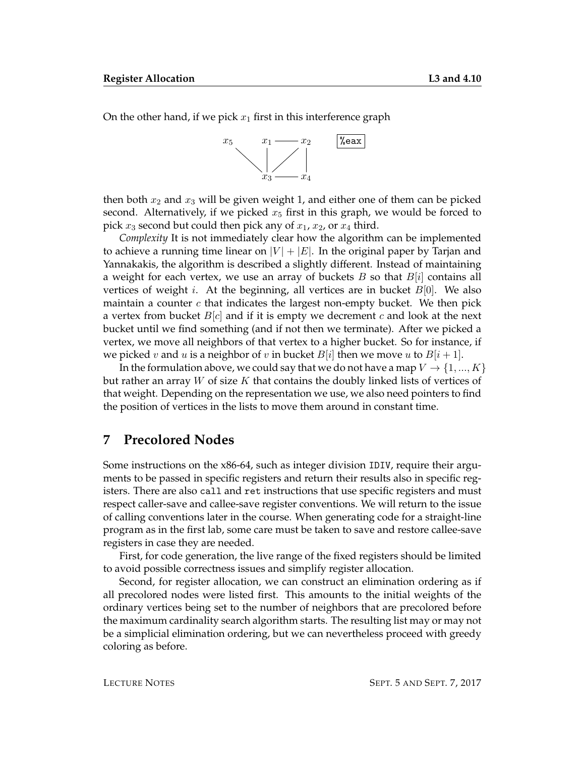On the other hand, if we pick $x_1$ first in this interference graph

then both $x_2$ and $x_3$ will be given weight 1, and either one of them can be picked second. Alternatively, if we picked $x_5$ first in this graph, we would be forced to pick $x_3$ second but could then pick any of $x_1$, $x_2$, or $x_4$ third.

*Complexity* It is not immediately clear how the algorithm can be implemented to achieve a running time linear on $|V| + |E|$. In the original paper by Tarjan and Yannakakis, the algorithm is described a slightly different. Instead of maintaining a weight for each vertex, we use an array of buckets $B$ so that $B[i]$ contains all vertices of weight $i$. At the beginning, all vertices are in bucket $B[0]$. We also maintain a counter $c$ that indicates the largest non-empty bucket. We then pick a vertex from bucket $B[c]$ and if it is empty we decrement $c$ and look at the next bucket until we find something (and if not then we terminate). After we picked a vertex, we move all neighbors of that vertex to a higher bucket. So for instance, if we picked $v$ and $u$ is a neighbor of $v$ in bucket $B[i]$ then we move $u$ to $B[i + 1]$.

In the formulation above, we could say that we do not have a map $V \to \{1, ..., K\}$ but rather an array $W$ of size $K$ that contains the doubly linked lists of vertices of that weight. Depending on the representation we use, we also need pointers to find the position of vertices in the lists to move them around in constant time.

## 7 Precolored Nodes

Some instructions on the x86-64, such as integer division `IDIV`, require their arguments to be passed in specific registers and return their results also in specific registers. There are also `call` and `ret` instructions that use specific registers and must respect caller-save and callee-save register conventions. We will return to the issue of calling conventions later in the course. When generating code for a straight-line program as in the first lab, some care must be taken to save and restore callee-save registers in case they are needed.

First, for code generation, the live range of the fixed registers should be limited to avoid possible correctness issues and simplify register allocation.

Second, for register allocation, we can construct an elimination ordering as if all precolored nodes were listed first. This amounts to the initial weights of the ordinary vertices being set to the number of neighbors that are precolored before the maximum cardinality search algorithm starts. The resulting list may or may not be a simplicial elimination ordering, but we can nevertheless proceed with greedy coloring as before.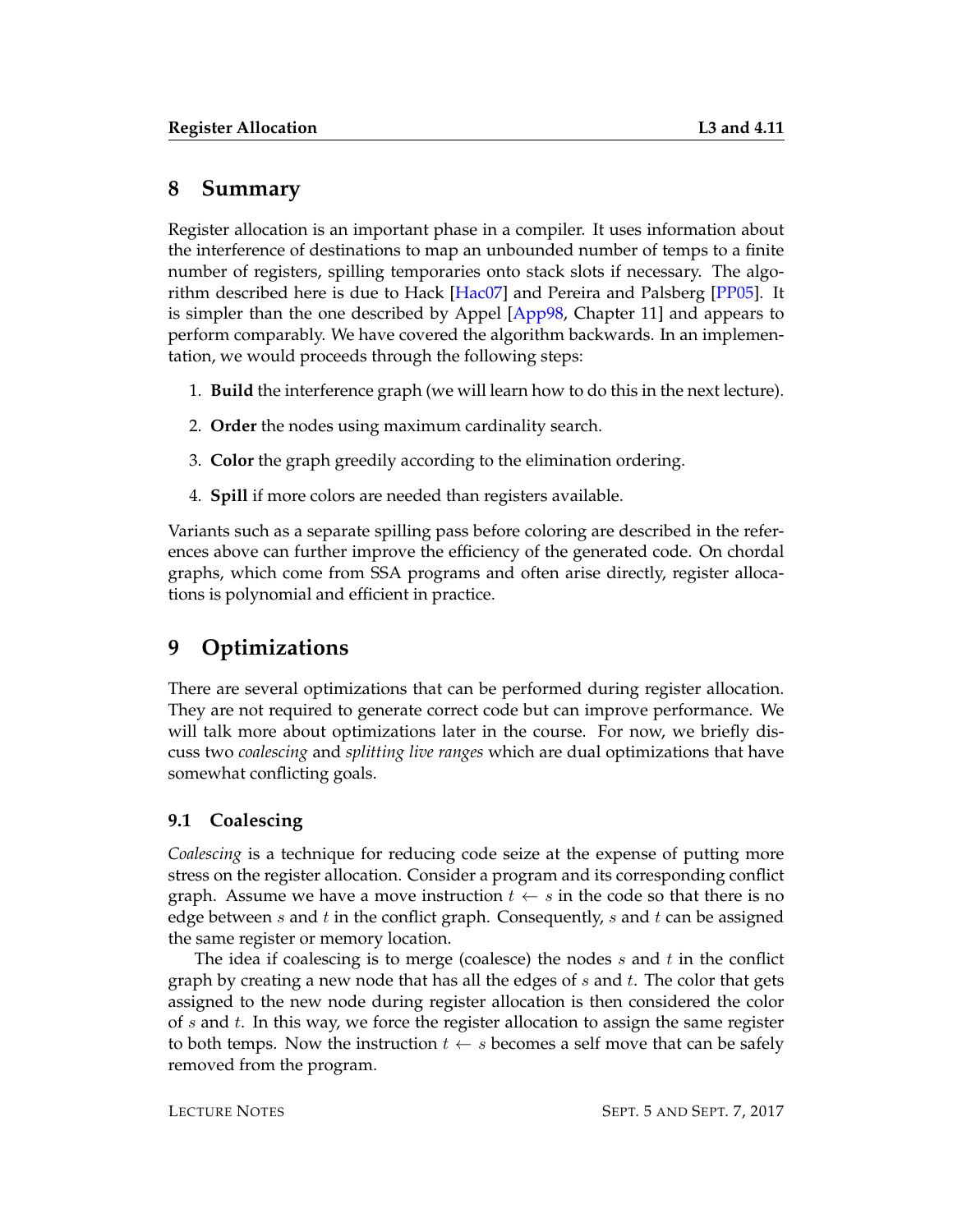## 8 Summary

Register allocation is an important phase in a compiler. It uses information about the interference of destinations to map an unbounded number of temps to a finite number of registers, spilling temporaries onto stack slots if necessary. The algorithm described here is due to Hack [Hac07] and Pereira and Palsberg [PP05]. It is simpler than the one described by Appel [App98, Chapter 11] and appears to perform comparably. We have covered the algorithm backwards. In an implementation, we would proceeds through the following steps:

1. **Build** the interference graph (we will learn how to do this in the next lecture).
2. **Order** the nodes using maximum cardinality search.
3. **Color** the graph greedily according to the elimination ordering.
4. **Spill** if more colors are needed than registers available.

Variants such as a separate spilling pass before coloring are described in the references above can further improve the efficiency of the generated code. On chordal graphs, which come from SSA programs and often arise directly, register allocations is polynomial and efficient in practice.

## 9 Optimizations

There are several optimizations that can be performed during register allocation. They are not required to generate correct code but can improve performance. We will talk more about optimizations later in the course. For now, we briefly discuss two *coalescing* and *splitting live ranges* which are dual optimizations that have somewhat conflicting goals.

### 9.1 Coalescing

*Coalescing* is a technique for reducing code seize at the expense of putting more stress on the register allocation. Consider a program and its corresponding conflict graph. Assume we have a move instruction $t \leftarrow s$ in the code so that there is no edge between $s$ and $t$ in the conflict graph. Consequently, $s$ and $t$ can be assigned the same register or memory location.

The idea if coalescing is to merge (coalesce) the nodes $s$ and $t$ in the conflict graph by creating a new node that has all the edges of $s$ and $t$. The color that gets assigned to the new node during register allocation is then considered the color of $s$ and $t$. In this way, we force the register allocation to assign the same register to both temps. Now the instruction $t \leftarrow s$ becomes a self move that can be safely removed from the program.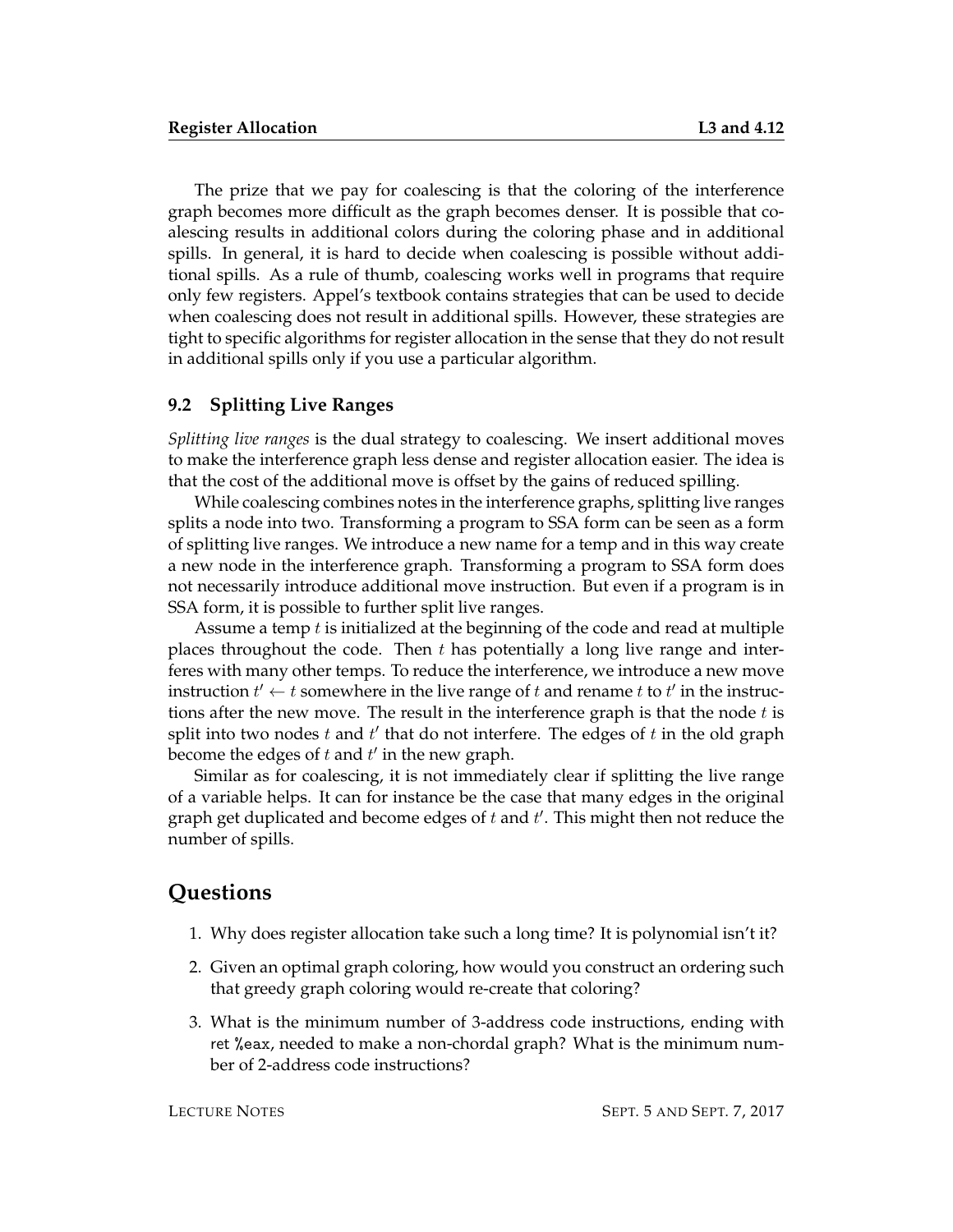The prize that we pay for coalescing is that the coloring of the interference graph becomes more difficult as the graph becomes denser. It is possible that coalescing results in additional colors during the coloring phase and in additional spills. In general, it is hard to decide when coalescing is possible without additional spills. As a rule of thumb, coalescing works well in programs that require only few registers. Appel's textbook contains strategies that can be used to decide when coalescing does not result in additional spills. However, these strategies are tight to specific algorithms for register allocation in the sense that they do not result in additional spills only if you use a particular algorithm.

### 9.2 Splitting Live Ranges

*Splitting live ranges* is the dual strategy to coalescing. We insert additional moves to make the interference graph less dense and register allocation easier. The idea is that the cost of the additional move is offset by the gains of reduced spilling.

While coalescing combines notes in the interference graphs, splitting live ranges splits a node into two. Transforming a program to SSA form can be seen as a form of splitting live ranges. We introduce a new name for a temp and in this way create a new node in the interference graph. Transforming a program to SSA form does not necessarily introduce additional move instruction. But even if a program is in SSA form, it is possible to further split live ranges.

Assume a temp $t$ is initialized at the beginning of the code and read at multiple places throughout the code. Then $t$ has potentially a long live range and interferes with many other temps. To reduce the interference, we introduce a new move instruction $t' \leftarrow t$ somewhere in the live range of $t$ and rename $t$ to $t'$ in the instructions after the new move. The result in the interference graph is that the node $t$ is split into two nodes $t$ and $t'$ that do not interfere. The edges of $t$ in the old graph become the edges of $t$ and $t'$ in the new graph.

Similar as for coalescing, it is not immediately clear if splitting the live range of a variable helps. It can for instance be the case that many edges in the original graph get duplicated and become edges of $t$ and $t'$. This might then not reduce the number of spills.

## Questions

1. Why does register allocation take such a long time? It is polynomial isn't it?
2. Given an optimal graph coloring, how would you construct an ordering such that greedy graph coloring would re-create that coloring?
3. What is the minimum number of 3-address code instructions, ending with `ret %eax`, needed to make a non-chordal graph? What is the minimum number of 2-address code instructions?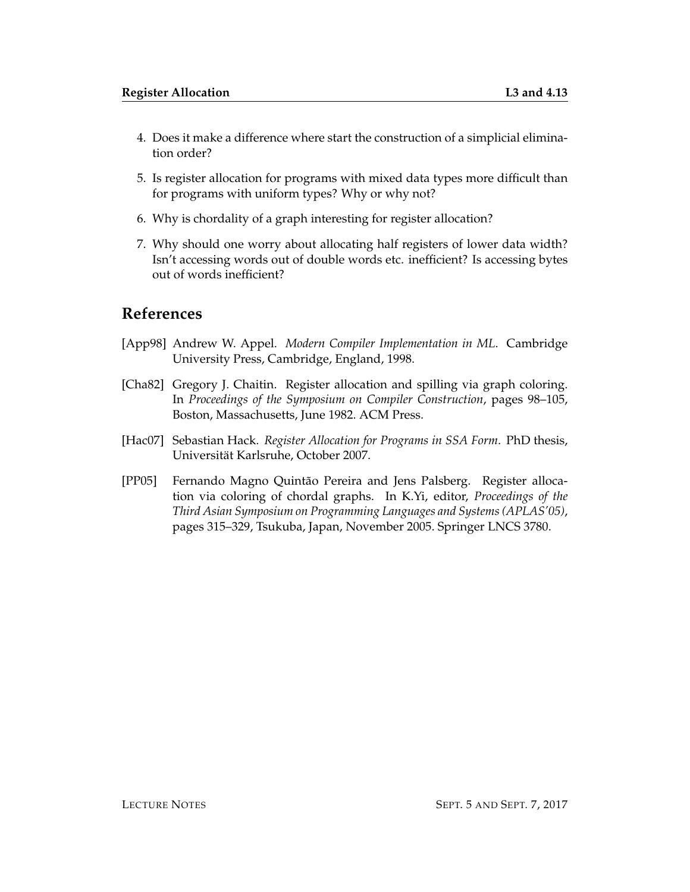4. Does it make a difference where start the construction of a simplicial elimination order?
5. Is register allocation for programs with mixed data types more difficult than for programs with uniform types? Why or why not?
6. Why is chordality of a graph interesting for register allocation?
7. Why should one worry about allocating half registers of lower data width? Isn't accessing words out of double words etc. inefficient? Is accessing bytes out of words inefficient?

## References

[App98] Andrew W. Appel. *Modern Compiler Implementation in ML*. Cambridge University Press, Cambridge, England, 1998.

[Cha82] Gregory J. Chaitin. Register allocation and spilling via graph coloring. In *Proceedings of the Symposium on Compiler Construction*, pages 98–105, Boston, Massachusetts, June 1982. ACM Press.

[Hac07] Sebastian Hack. *Register Allocation for Programs in SSA Form*. PhD thesis, Universität Karlsruhe, October 2007.

[PP05] Fernando Magno Quintão Pereira and Jens Palsberg. Register allocation via coloring of chordal graphs. In K.Yi, editor, *Proceedings of the Third Asian Symposium on Programming Languages and Systems (APLAS'05)*, pages 315–329, Tsukuba, Japan, November 2005. Springer LNCS 3780.